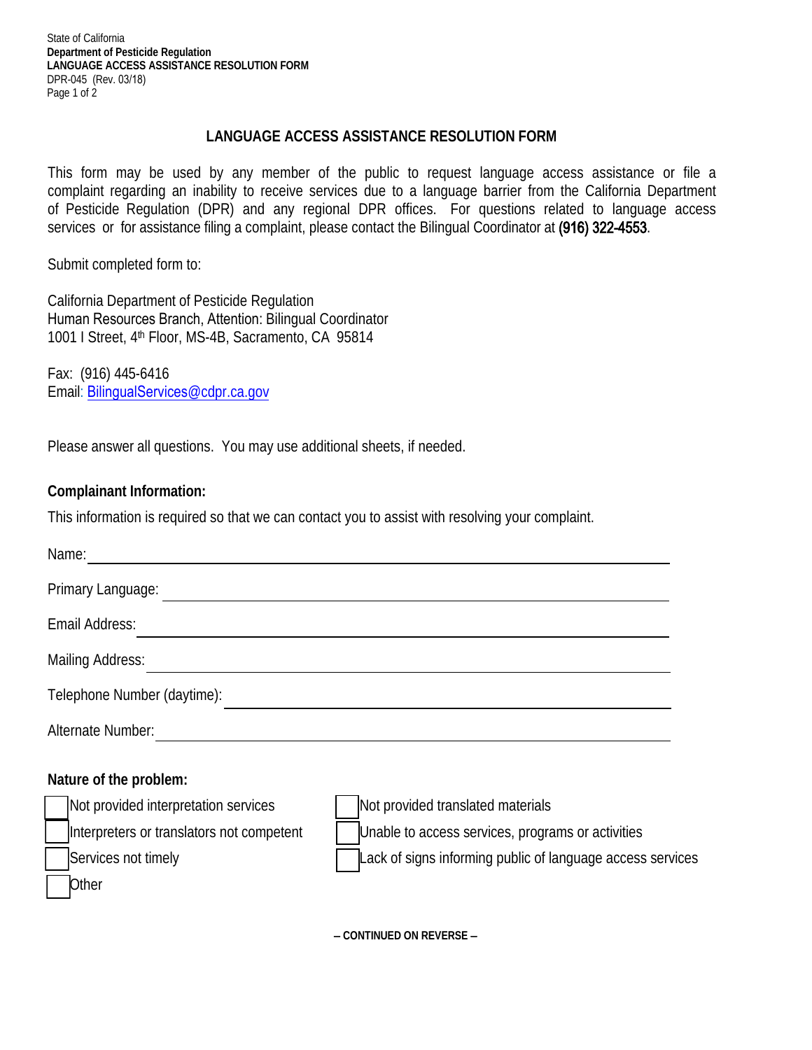State of California
**Department of Pesticide Regulation**
**LANGUAGE ACCESS ASSISTANCE RESOLUTION FORM**
DPR-045 (Rev. 03/18)

## LANGUAGE ACCESS ASSISTANCE RESOLUTION FORM

This form may be used by any member of the public to request language access assistance or file a complaint regarding an inability to receive services due to a language barrier from the California Department of Pesticide Regulation (DPR) and any regional DPR offices. For questions related to language access services or for assistance filing a complaint, please contact the Bilingual Coordinator at **(916) 322-4553**.

Submit completed form to:

California Department of Pesticide Regulation
Human Resources Branch, Attention: Bilingual Coordinator
1001 I Street, 4th Floor, MS-4B, Sacramento, CA 95814

Fax: (916) 445-6416
Email: BilingualServices@cdpr.ca.gov

Please answer all questions. You may use additional sheets, if needed.

### Complainant Information:

This information is required so that we can contact you to assist with resolving your complaint.

Name: ______________________________

Primary Language: ______________________________

Email Address: ______________________________

Mailing Address: ______________________________

Telephone Number (daytime): ______________________________

Alternate Number: ______________________________

### Nature of the problem:

- ☐ Not provided interpretation services
- ☐ Interpreters or translators not competent
- ☐ Services not timely
- ☐ Other
- ☐ Not provided translated materials
- ☐ Unable to access services, programs or activities
- ☐ Lack of signs informing public of language access services

**– CONTINUED ON REVERSE –**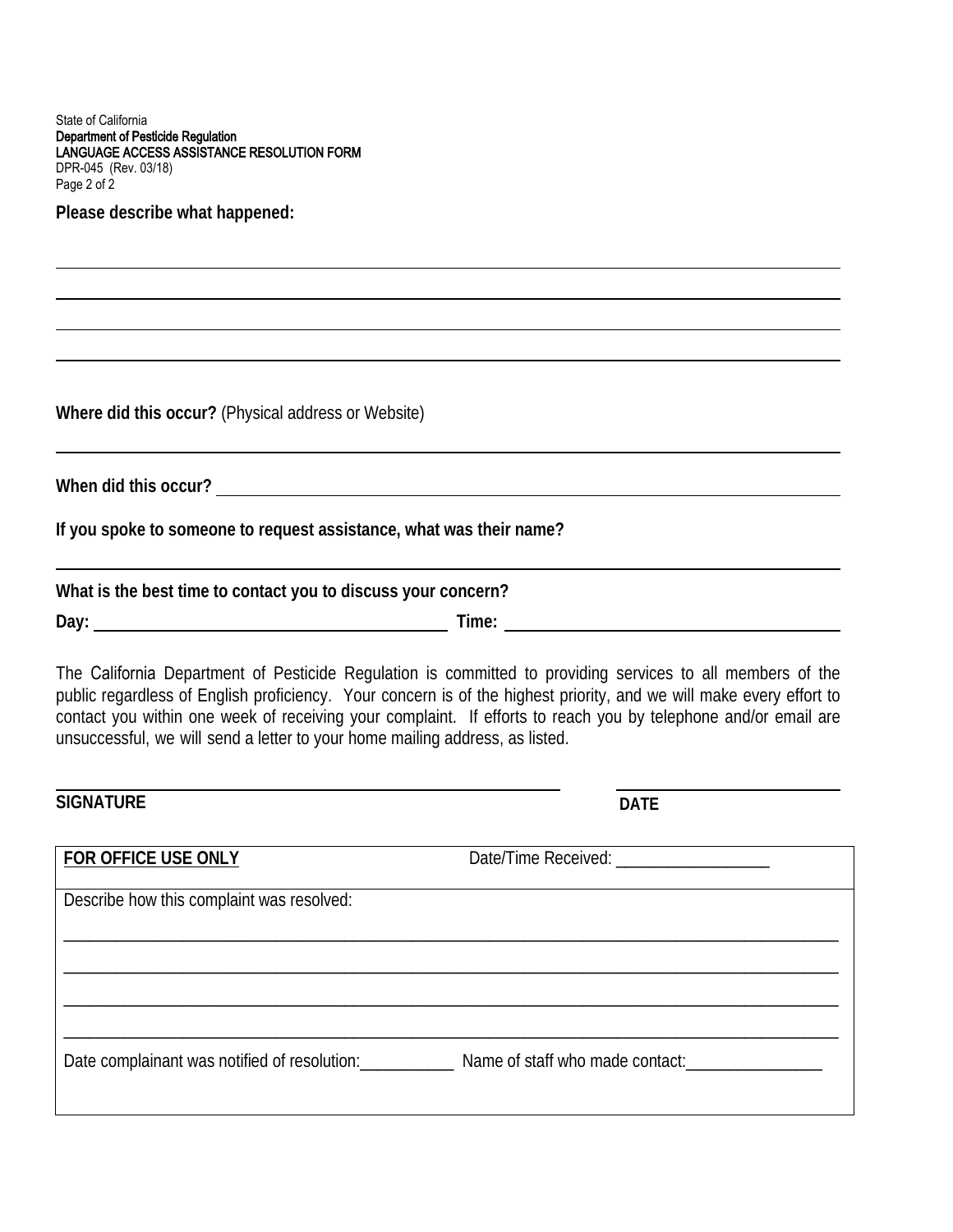State of California
**Department of Pesticide Regulation**
**LANGUAGE ACCESS ASSISTANCE RESOLUTION FORM**
DPR-045 (Rev. 03/18)

**Please describe what happened:**

\_\_\_\_\_\_\_\_\_\_\_\_\_\_\_\_\_\_\_\_\_\_\_\_\_\_\_\_\_\_\_\_\_\_\_\_\_\_\_\_\_\_\_\_\_\_\_\_\_\_\_\_\_\_\_\_\_\_\_\_\_\_\_\_\_\_\_\_\_\_\_\_\_\_\_\_\_\_

\_\_\_\_\_\_\_\_\_\_\_\_\_\_\_\_\_\_\_\_\_\_\_\_\_\_\_\_\_\_\_\_\_\_\_\_\_\_\_\_\_\_\_\_\_\_\_\_\_\_\_\_\_\_\_\_\_\_\_\_\_\_\_\_\_\_\_\_\_\_\_\_\_\_\_\_\_\_

\_\_\_\_\_\_\_\_\_\_\_\_\_\_\_\_\_\_\_\_\_\_\_\_\_\_\_\_\_\_\_\_\_\_\_\_\_\_\_\_\_\_\_\_\_\_\_\_\_\_\_\_\_\_\_\_\_\_\_\_\_\_\_\_\_\_\_\_\_\_\_\_\_\_\_\_\_\_

\_\_\_\_\_\_\_\_\_\_\_\_\_\_\_\_\_\_\_\_\_\_\_\_\_\_\_\_\_\_\_\_\_\_\_\_\_\_\_\_\_\_\_\_\_\_\_\_\_\_\_\_\_\_\_\_\_\_\_\_\_\_\_\_\_\_\_\_\_\_\_\_\_\_\_\_\_\_

**Where did this occur?** (Physical address or Website)

\_\_\_\_\_\_\_\_\_\_\_\_\_\_\_\_\_\_\_\_\_\_\_\_\_\_\_\_\_\_\_\_\_\_\_\_\_\_\_\_\_\_\_\_\_\_\_\_\_\_\_\_\_\_\_\_\_\_\_\_\_\_\_\_\_\_\_\_\_\_\_\_\_\_\_\_\_\_

**When did this occur?** \_\_\_\_\_\_\_\_\_\_\_\_\_\_\_\_\_\_\_\_\_\_\_\_\_\_\_\_\_\_\_\_\_\_\_\_\_\_\_\_\_\_\_\_\_\_\_\_\_\_\_\_\_\_\_\_\_\_\_\_

**If you spoke to someone to request assistance, what was their name?**

\_\_\_\_\_\_\_\_\_\_\_\_\_\_\_\_\_\_\_\_\_\_\_\_\_\_\_\_\_\_\_\_\_\_\_\_\_\_\_\_\_\_\_\_\_\_\_\_\_\_\_\_\_\_\_\_\_\_\_\_\_\_\_\_\_\_\_\_\_\_\_\_\_\_\_\_\_\_

**What is the best time to contact you to discuss your concern?**

**Day:** \_\_\_\_\_\_\_\_\_\_\_\_\_\_\_\_\_\_\_\_\_\_\_\_\_\_\_\_\_\_\_\_\_\_ **Time:** \_\_\_\_\_\_\_\_\_\_\_\_\_\_\_\_\_\_\_\_\_\_\_\_\_\_\_\_\_\_\_\_\_\_

The California Department of Pesticide Regulation is committed to providing services to all members of the public regardless of English proficiency. Your concern is of the highest priority, and we will make every effort to contact you within one week of receiving your complaint. If efforts to reach you by telephone and/or email are unsuccessful, we will send a letter to your home mailing address, as listed.

\_\_\_\_\_\_\_\_\_\_\_\_\_\_\_\_\_\_\_\_\_\_\_\_\_\_\_\_\_\_\_\_\_\_\_\_\_\_\_\_\_\_\_\_\_\_\_\_ \_\_\_\_\_\_\_\_\_\_\_\_\_\_\_\_\_\_\_\_\_\_

**SIGNATURE** **DATE**

| **FOR OFFICE USE ONLY** | Date/Time Received: \_\_\_\_\_\_\_\_\_\_\_\_\_\_\_\_\_\_ |
|---|---|
| Describe how this complaint was resolved: <br> \_\_\_\_\_\_\_\_\_\_\_\_\_\_\_\_\_\_\_\_\_\_\_\_\_\_\_\_\_\_\_\_\_\_\_\_\_\_\_\_\_\_\_\_ <br> \_\_\_\_\_\_\_\_\_\_\_\_\_\_\_\_\_\_\_\_\_\_\_\_\_\_\_\_\_\_\_\_\_\_\_\_\_\_\_\_\_\_\_\_ <br> \_\_\_\_\_\_\_\_\_\_\_\_\_\_\_\_\_\_\_\_\_\_\_\_\_\_\_\_\_\_\_\_\_\_\_\_\_\_\_\_\_\_\_\_ <br> \_\_\_\_\_\_\_\_\_\_\_\_\_\_\_\_\_\_\_\_\_\_\_\_\_\_\_\_\_\_\_\_\_\_\_\_\_\_\_\_\_\_\_\_ | |
| Date complainant was notified of resolution:\_\_\_\_\_\_\_\_\_\_\_ | Name of staff who made contact:\_\_\_\_\_\_\_\_\_\_\_\_\_\_\_\_ |